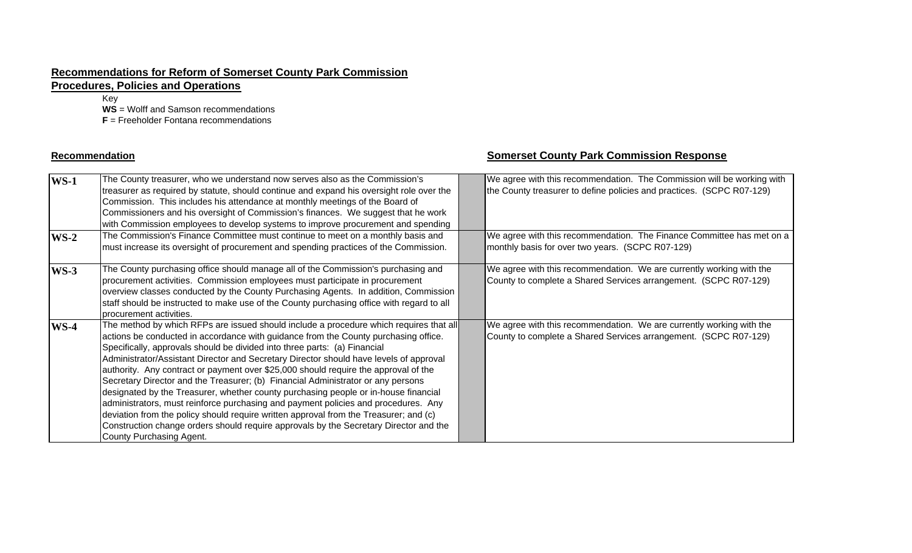## Recommendations for Reform of Somerset County Park Commission Procedures, Policies and Operations

Key

**WS** = Wolff and Samson recommendations

**F** = Freeholder Fontana recommendations

| Recommendation | | | Somerset County Park Commission Response |
|---|---|---|---|
| **WS-1** | The County treasurer, who we understand now serves also as the Commission's treasurer as required by statute, should continue and expand his oversight role over the Commission. This includes his attendance at monthly meetings of the Board of Commissioners and his oversight of Commission's finances. We suggest that he work with Commission employees to develop systems to improve procurement and spending | | We agree with this recommendation. The Commission will be working with the County treasurer to define policies and practices. (SCPC R07-129) |
| **WS-2** | The Commission's Finance Committee must continue to meet on a monthly basis and must increase its oversight of procurement and spending practices of the Commission. | | We agree with this recommendation. The Finance Committee has met on a monthly basis for over two years. (SCPC R07-129) |
| **WS-3** | The County purchasing office should manage all of the Commission's purchasing and procurement activities. Commission employees must participate in procurement overview classes conducted by the County Purchasing Agents. In addition, Commission staff should be instructed to make use of the County purchasing office with regard to all procurement activities. | | We agree with this recommendation. We are currently working with the County to complete a Shared Services arrangement. (SCPC R07-129) |
| **WS-4** | The method by which RFPs are issued should include a procedure which requires that all actions be conducted in accordance with guidance from the County purchasing office. Specifically, approvals should be divided into three parts: (a) Financial Administrator/Assistant Director and Secretary Director should have levels of approval authority. Any contract or payment over $25,000 should require the approval of the Secretary Director and the Treasurer; (b) Financial Administrator or any persons designated by the Treasurer, whether county purchasing people or in-house financial administrators, must reinforce purchasing and payment policies and procedures. Any deviation from the policy should require written approval from the Treasurer; and (c) Construction change orders should require approvals by the Secretary Director and the County Purchasing Agent. | | We agree with this recommendation. We are currently working with the County to complete a Shared Services arrangement. (SCPC R07-129) |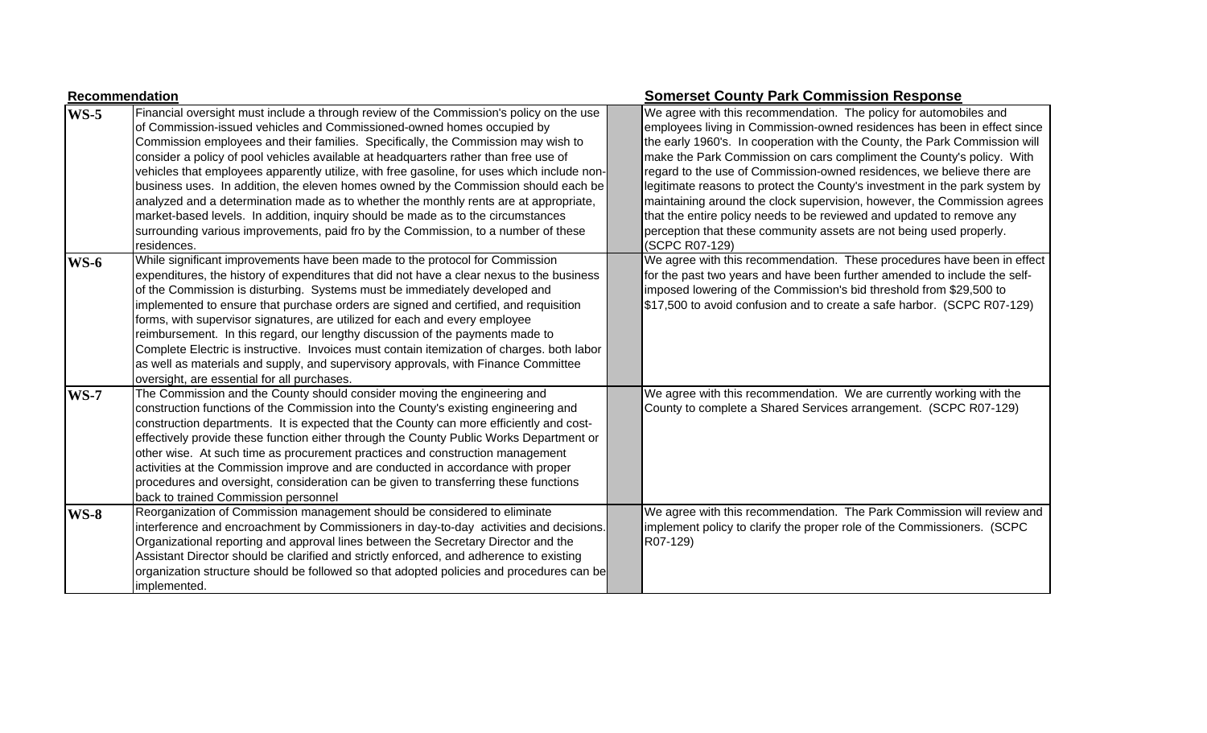| Recommendation | | | Somerset County Park Commission Response |
|---|---|---|---|
| **WS-5** | Financial oversight must include a through review of the Commission's policy on the use of Commission-issued vehicles and Commissioned-owned homes occupied by Commission employees and their families. Specifically, the Commission may wish to consider a policy of pool vehicles available at headquarters rather than free use of vehicles that employees apparently utilize, with free gasoline, for uses which include non-business uses. In addition, the eleven homes owned by the Commission should each be analyzed and a determination made as to whether the monthly rents are at appropriate, market-based levels. In addition, inquiry should be made as to the circumstances surrounding various improvements, paid fro by the Commission, to a number of these residences. | | We agree with this recommendation. The policy for automobiles and employees living in Commission-owned residences has been in effect since the early 1960's. In cooperation with the County, the Park Commission will make the Park Commission on cars compliment the County's policy. With regard to the use of Commission-owned residences, we believe there are legitimate reasons to protect the County's investment in the park system by maintaining around the clock supervision, however, the Commission agrees that the entire policy needs to be reviewed and updated to remove any perception that these community assets are not being used properly. (SCPC R07-129) |
| **WS-6** | While significant improvements have been made to the protocol for Commission expenditures, the history of expenditures that did not have a clear nexus to the business of the Commission is disturbing. Systems must be immediately developed and implemented to ensure that purchase orders are signed and certified, and requisition forms, with supervisor signatures, are utilized for each and every employee reimbursement. In this regard, our lengthy discussion of the payments made to Complete Electric is instructive. Invoices must contain itemization of charges. both labor as well as materials and supply, and supervisory approvals, with Finance Committee oversight, are essential for all purchases. | | We agree with this recommendation. These procedures have been in effect for the past two years and have been further amended to include the self-imposed lowering of the Commission's bid threshold from $29,500 to $17,500 to avoid confusion and to create a safe harbor. (SCPC R07-129) |
| **WS-7** | The Commission and the County should consider moving the engineering and construction functions of the Commission into the County's existing engineering and construction departments. It is expected that the County can more efficiently and cost-effectively provide these function either through the County Public Works Department or other wise. At such time as procurement practices and construction management activities at the Commission improve and are conducted in accordance with proper procedures and oversight, consideration can be given to transferring these functions back to trained Commission personnel | | We agree with this recommendation. We are currently working with the County to complete a Shared Services arrangement. (SCPC R07-129) |
| **WS-8** | Reorganization of Commission management should be considered to eliminate interference and encroachment by Commissioners in day-to-day activities and decisions. Organizational reporting and approval lines between the Secretary Director and the Assistant Director should be clarified and strictly enforced, and adherence to existing organization structure should be followed so that adopted policies and procedures can be implemented. | | We agree with this recommendation. The Park Commission will review and implement policy to clarify the proper role of the Commissioners. (SCPC R07-129) |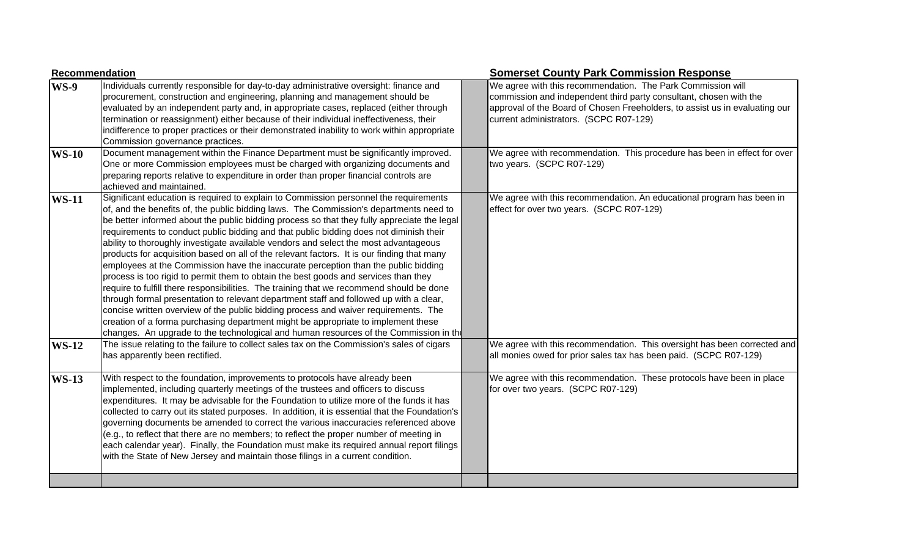| Recommendation | | | Somerset County Park Commission Response |
|---|---|---|---|
| **WS-9** | Individuals currently responsible for day-to-day administrative oversight: finance and procurement, construction and engineering, planning and management should be evaluated by an independent party and, in appropriate cases, replaced (either through termination or reassignment) either because of their individual ineffectiveness, their indifference to proper practices or their demonstrated inability to work within appropriate Commission governance practices. | | We agree with this recommendation. The Park Commission will commission and independent third party consultant, chosen with the approval of the Board of Chosen Freeholders, to assist us in evaluating our current administrators. (SCPC R07-129) |
| **WS-10** | Document management within the Finance Department must be significantly improved. One or more Commission employees must be charged with organizing documents and preparing reports relative to expenditure in order than proper financial controls are achieved and maintained. | | We agree with recommendation. This procedure has been in effect for over two years. (SCPC R07-129) |
| **WS-11** | Significant education is required to explain to Commission personnel the requirements of, and the benefits of, the public bidding laws. The Commission's departments need to be better informed about the public bidding process so that they fully appreciate the legal requirements to conduct public bidding and that public bidding does not diminish their ability to thoroughly investigate available vendors and select the most advantageous products for acquisition based on all of the relevant factors. It is our finding that many employees at the Commission have the inaccurate perception than the public bidding process is too rigid to permit them to obtain the best goods and services than they require to fulfill there responsibilities. The training that we recommend should be done through formal presentation to relevant department staff and followed up with a clear, concise written overview of the public bidding process and waiver requirements. The creation of a forma purchasing department might be appropriate to implement these changes. An upgrade to the technological and human resources of the Commission in the | | We agree with this recommendation. An educational program has been in effect for over two years. (SCPC R07-129) |
| **WS-12** | The issue relating to the failure to collect sales tax on the Commission's sales of cigars has apparently been rectified. | | We agree with this recommendation. This oversight has been corrected and all monies owed for prior sales tax has been paid. (SCPC R07-129) |
| **WS-13** | With respect to the foundation, improvements to protocols have already been implemented, including quarterly meetings of the trustees and officers to discuss expenditures. It may be advisable for the Foundation to utilize more of the funds it has collected to carry out its stated purposes. In addition, it is essential that the Foundation's governing documents be amended to correct the various inaccuracies referenced above (e.g., to reflect that there are no members; to reflect the proper number of meeting in each calendar year). Finally, the Foundation must make its required annual report filings with the State of New Jersey and maintain those filings in a current condition. | | We agree with this recommendation. These protocols have been in place for over two years. (SCPC R07-129) |
| | | | |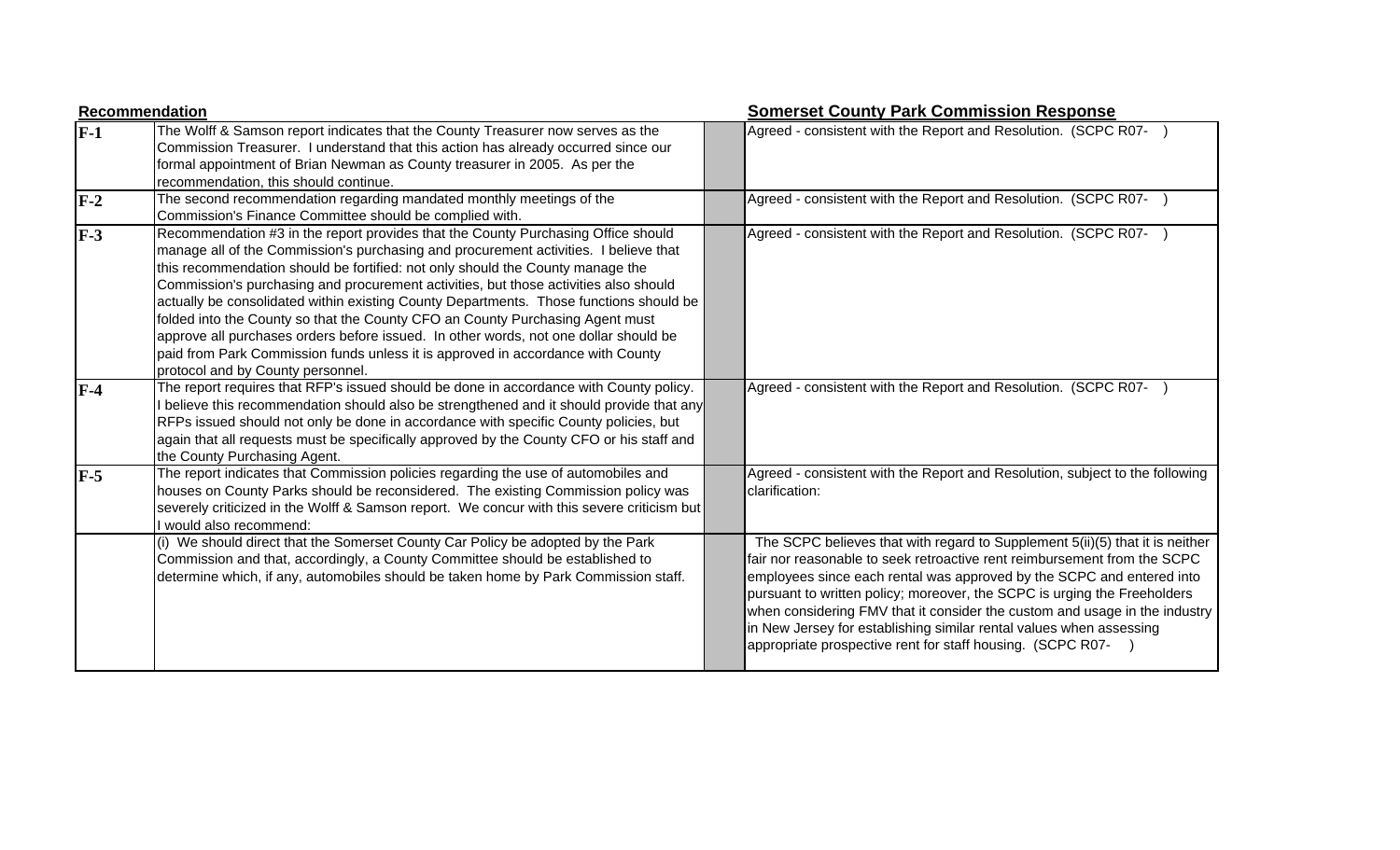| Recommendation | | | Somerset County Park Commission Response |
|---|---|---|---|
| **F-1** | The Wolff & Samson report indicates that the County Treasurer now serves as the Commission Treasurer. I understand that this action has already occurred since our formal appointment of Brian Newman as County treasurer in 2005. As per the recommendation, this should continue. | | Agreed - consistent with the Report and Resolution. (SCPC R07- ) |
| **F-2** | The second recommendation regarding mandated monthly meetings of the Commission's Finance Committee should be complied with. | | Agreed - consistent with the Report and Resolution. (SCPC R07- ) |
| **F-3** | Recommendation #3 in the report provides that the County Purchasing Office should manage all of the Commission's purchasing and procurement activities. I believe that this recommendation should be fortified: not only should the County manage the Commission's purchasing and procurement activities, but those activities also should actually be consolidated within existing County Departments. Those functions should be folded into the County so that the County CFO an County Purchasing Agent must approve all purchases orders before issued. In other words, not one dollar should be paid from Park Commission funds unless it is approved in accordance with County protocol and by County personnel. | | Agreed - consistent with the Report and Resolution. (SCPC R07- ) |
| **F-4** | The report requires that RFP's issued should be done in accordance with County policy. I believe this recommendation should also be strengthened and it should provide that any RFPs issued should not only be done in accordance with specific County policies, but again that all requests must be specifically approved by the County CFO or his staff and the County Purchasing Agent. | | Agreed - consistent with the Report and Resolution. (SCPC R07- ) |
| **F-5** | The report indicates that Commission policies regarding the use of automobiles and houses on County Parks should be reconsidered. The existing Commission policy was severely criticized in the Wolff & Samson report. We concur with this severe criticism but I would also recommend: | | Agreed - consistent with the Report and Resolution, subject to the following clarification: |
| | (i) We should direct that the Somerset County Car Policy be adopted by the Park Commission and that, accordingly, a County Committee should be established to determine which, if any, automobiles should be taken home by Park Commission staff. | | The SCPC believes that with regard to Supplement 5(ii)(5) that it is neither fair nor reasonable to seek retroactive rent reimbursement from the SCPC employees since each rental was approved by the SCPC and entered into pursuant to written policy; moreover, the SCPC is urging the Freeholders when considering FMV that it consider the custom and usage in the industry in New Jersey for establishing similar rental values when assessing appropriate prospective rent for staff housing. (SCPC R07- ) |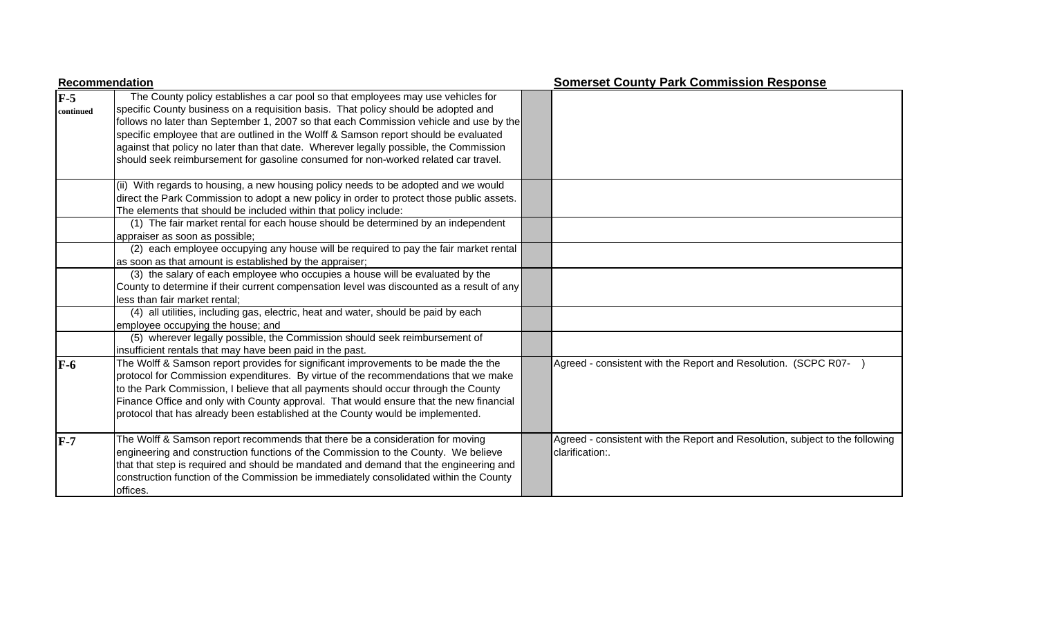| Recommendation | | | Somerset County Park Commission Response |
|---|---|---|---|
| **F-5** continued | The County policy establishes a car pool so that employees may use vehicles for specific County business on a requisition basis. That policy should be adopted and follows no later than September 1, 2007 so that each Commission vehicle and use by the specific employee that are outlined in the Wolff & Samson report should be evaluated against that policy no later than that date. Wherever legally possible, the Commission should seek reimbursement for gasoline consumed for non-worked related car travel. | | |
| | (ii) With regards to housing, a new housing policy needs to be adopted and we would direct the Park Commission to adopt a new policy in order to protect those public assets. The elements that should be included within that policy include: | | |
| | (1) The fair market rental for each house should be determined by an independent appraiser as soon as possible; | | |
| | (2) each employee occupying any house will be required to pay the fair market rental as soon as that amount is established by the appraiser; | | |
| | (3) the salary of each employee who occupies a house will be evaluated by the County to determine if their current compensation level was discounted as a result of any less than fair market rental; | | |
| | (4) all utilities, including gas, electric, heat and water, should be paid by each employee occupying the house; and | | |
| | (5) wherever legally possible, the Commission should seek reimbursement of insufficient rentals that may have been paid in the past. | | |
| **F-6** | The Wolff & Samson report provides for significant improvements to be made the the protocol for Commission expenditures. By virtue of the recommendations that we make to the Park Commission, I believe that all payments should occur through the County Finance Office and only with County approval. That would ensure that the new financial protocol that has already been established at the County would be implemented. | | Agreed - consistent with the Report and Resolution. (SCPC R07- ) |
| **F-7** | The Wolff & Samson report recommends that there be a consideration for moving engineering and construction functions of the Commission to the County. We believe that that step is required and should be mandated and demand that the engineering and construction function of the Commission be immediately consolidated within the County offices. | | Agreed - consistent with the Report and Resolution, subject to the following clarification:. |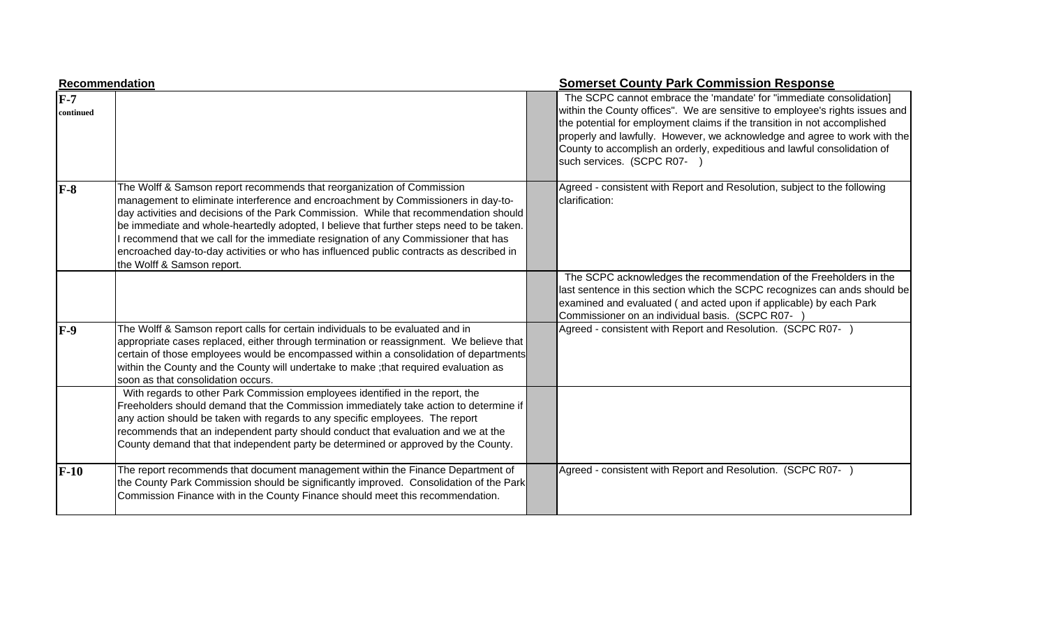| Recommendation | | | Somerset County Park Commission Response |
|---|---|---|---|
| **F-7** continued | | | The SCPC cannot embrace the 'mandate' for "immediate consolidation] within the County offices". We are sensitive to employee's rights issues and the potential for employment claims if the transition in not accomplished properly and lawfully. However, we acknowledge and agree to work with the County to accomplish an orderly, expeditious and lawful consolidation of such services. (SCPC R07- ) |
| **F-8** | The Wolff & Samson report recommends that reorganization of Commission management to eliminate interference and encroachment by Commissioners in day-to-day activities and decisions of the Park Commission. While that recommendation should be immediate and whole-heartedly adopted, I believe that further steps need to be taken. I recommend that we call for the immediate resignation of any Commissioner that has encroached day-to-day activities or who has influenced public contracts as described in the Wolff & Samson report. | | Agreed - consistent with Report and Resolution, subject to the following clarification: |
| | | | The SCPC acknowledges the recommendation of the Freeholders in the last sentence in this section which the SCPC recognizes can ands should be examined and evaluated ( and acted upon if applicable) by each Park Commissioner on an individual basis. (SCPC R07- ) |
| **F-9** | The Wolff & Samson report calls for certain individuals to be evaluated and in appropriate cases replaced, either through termination or reassignment. We believe that certain of those employees would be encompassed within a consolidation of departments within the County and the County will undertake to make ;that required evaluation as soon as that consolidation occurs. | | Agreed - consistent with Report and Resolution. (SCPC R07- ) |
| | With regards to other Park Commission employees identified in the report, the Freeholders should demand that the Commission immediately take action to determine if any action should be taken with regards to any specific employees. The report recommends that an independent party should conduct that evaluation and we at the County demand that that independent party be determined or approved by the County. | | |
| **F-10** | The report recommends that document management within the Finance Department of the County Park Commission should be significantly improved. Consolidation of the Park Commission Finance with in the County Finance should meet this recommendation. | | Agreed - consistent with Report and Resolution. (SCPC R07- ) |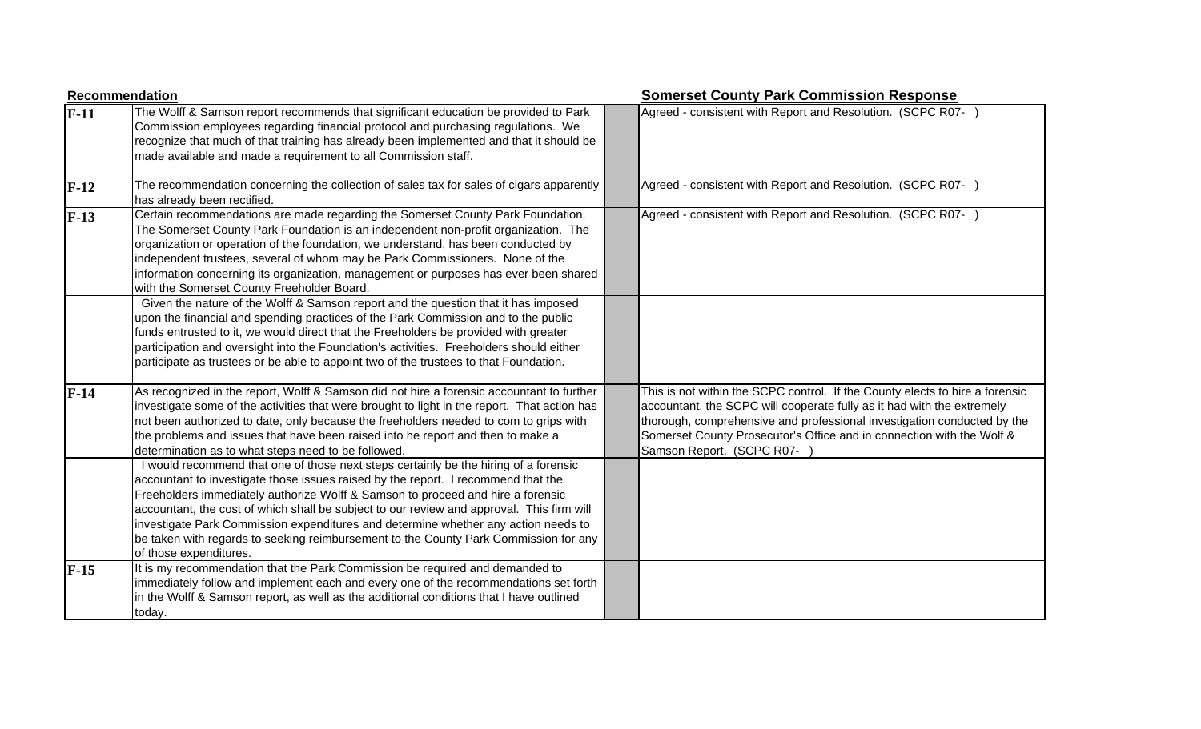| Recommendation | | | Somerset County Park Commission Response |
|---|---|---|---|
| **F-11** | The Wolff & Samson report recommends that significant education be provided to Park Commission employees regarding financial protocol and purchasing regulations. We recognize that much of that training has already been implemented and that it should be made available and made a requirement to all Commission staff. | | Agreed - consistent with Report and Resolution. (SCPC R07- ) |
| **F-12** | The recommendation concerning the collection of sales tax for sales of cigars apparently has already been rectified. | | Agreed - consistent with Report and Resolution. (SCPC R07- ) |
| **F-13** | Certain recommendations are made regarding the Somerset County Park Foundation. The Somerset County Park Foundation is an independent non-profit organization. The organization or operation of the foundation, we understand, has been conducted by independent trustees, several of whom may be Park Commissioners. None of the information concerning its organization, management or purposes has ever been shared with the Somerset County Freeholder Board. | | Agreed - consistent with Report and Resolution. (SCPC R07- ) |
| | Given the nature of the Wolff & Samson report and the question that it has imposed upon the financial and spending practices of the Park Commission and to the public funds entrusted to it, we would direct that the Freeholders be provided with greater participation and oversight into the Foundation's activities. Freeholders should either participate as trustees or be able to appoint two of the trustees to that Foundation. | | |
| **F-14** | As recognized in the report, Wolff & Samson did not hire a forensic accountant to further investigate some of the activities that were brought to light in the report. That action has not been authorized to date, only because the freeholders needed to com to grips with the problems and issues that have been raised into he report and then to make a determination as to what steps need to be followed. | | This is not within the SCPC control. If the County elects to hire a forensic accountant, the SCPC will cooperate fully as it had with the extremely thorough, comprehensive and professional investigation conducted by the Somerset County Prosecutor's Office and in connection with the Wolf & Samson Report. (SCPC R07- ) |
| | I would recommend that one of those next steps certainly be the hiring of a forensic accountant to investigate those issues raised by the report. I recommend that the Freeholders immediately authorize Wolff & Samson to proceed and hire a forensic accountant, the cost of which shall be subject to our review and approval. This firm will investigate Park Commission expenditures and determine whether any action needs to be taken with regards to seeking reimbursement to the County Park Commission for any of those expenditures. | | |
| **F-15** | It is my recommendation that the Park Commission be required and demanded to immediately follow and implement each and every one of the recommendations set forth in the Wolff & Samson report, as well as the additional conditions that I have outlined today. | | |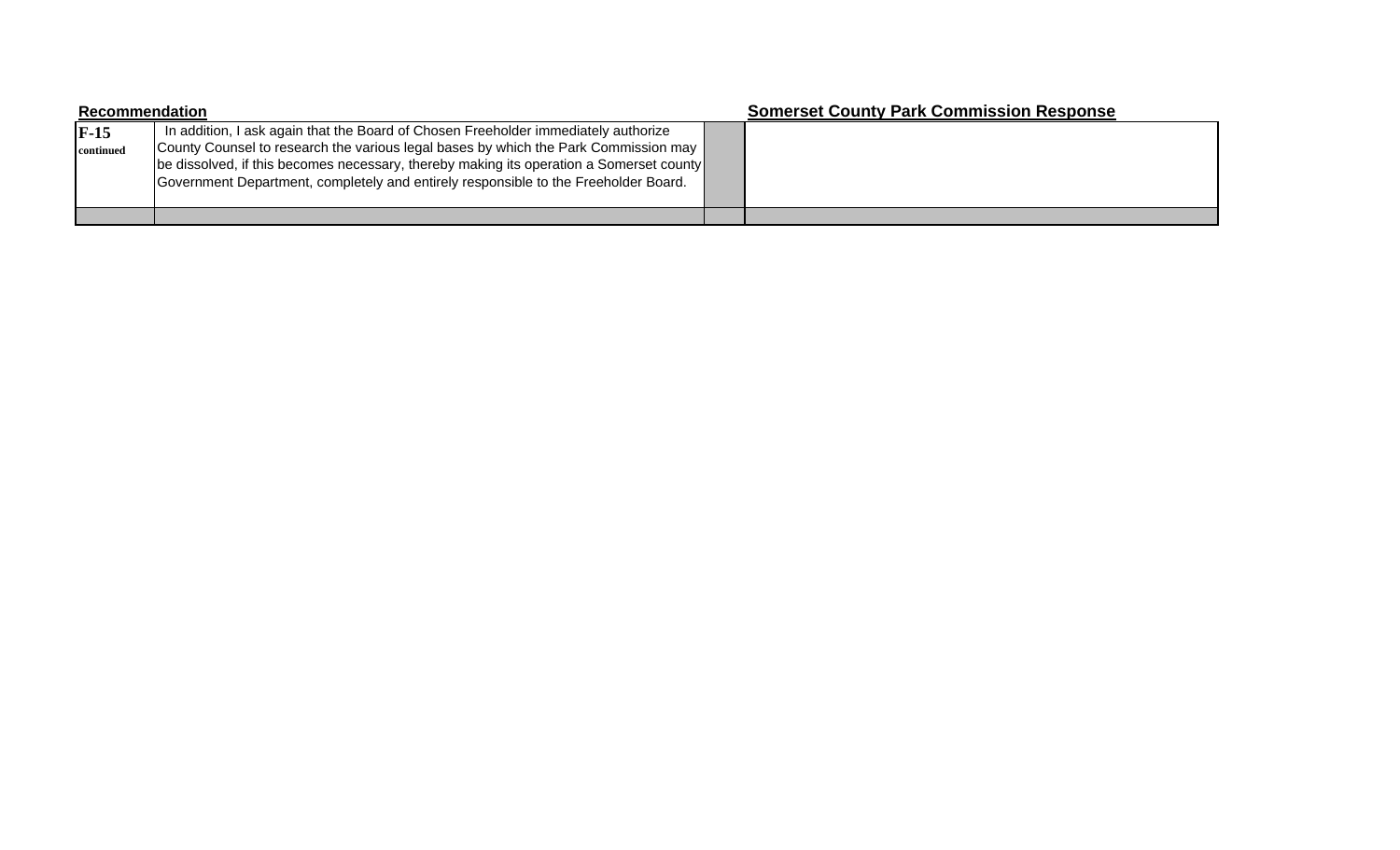| Recommendation | | | Somerset County Park Commission Response |
|---|---|---|---|
| **F-15** **continued** | In addition, I ask again that the Board of Chosen Freeholder immediately authorize County Counsel to research the various legal bases by which the Park Commission may be dissolved, if this becomes necessary, thereby making its operation a Somerset county Government Department, completely and entirely responsible to the Freeholder Board. | | |
| | | | |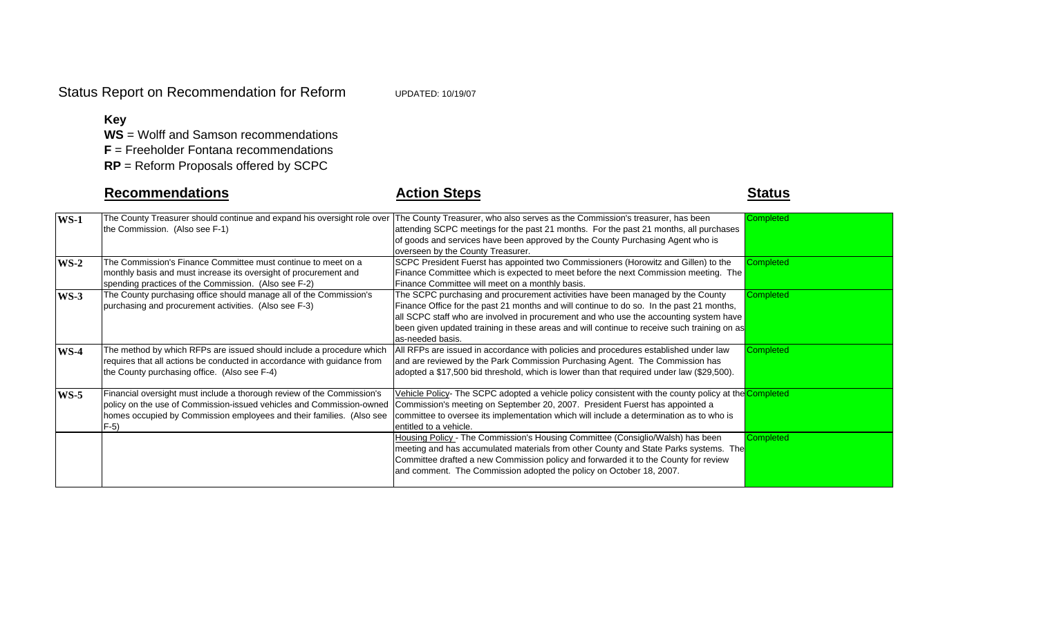Status Report on Recommendation for Reform UPDATED: 10/19/07

**Key**

**WS** = Wolff and Samson recommendations

**F** = Freeholder Fontana recommendations

**RP** = Reform Proposals offered by SCPC

| | **Recommendations** | **Action Steps** | **Status** |
|---|---|---|---|
| **WS-1** | The County Treasurer should continue and expand his oversight role over the Commission. (Also see F-1) | The County Treasurer, who also serves as the Commission's treasurer, has been attending SCPC meetings for the past 21 months. For the past 21 months, all purchases of goods and services have been approved by the County Purchasing Agent who is overseen by the County Treasurer. | Completed |
| **WS-2** | The Commission's Finance Committee must continue to meet on a monthly basis and must increase its oversight of procurement and spending practices of the Commission. (Also see F-2) | SCPC President Fuerst has appointed two Commissioners (Horowitz and Gillen) to the Finance Committee which is expected to meet before the next Commission meeting. The Finance Committee will meet on a monthly basis. | Completed |
| **WS-3** | The County purchasing office should manage all of the Commission's purchasing and procurement activities. (Also see F-3) | The SCPC purchasing and procurement activities have been managed by the County Finance Office for the past 21 months and will continue to do so. In the past 21 months, all SCPC staff who are involved in procurement and who use the accounting system have been given updated training in these areas and will continue to receive such training on as as-needed basis. | Completed |
| **WS-4** | The method by which RFPs are issued should include a procedure which requires that all actions be conducted in accordance with guidance from the County purchasing office. (Also see F-4) | All RFPs are issued in accordance with policies and procedures established under law and are reviewed by the Park Commission Purchasing Agent. The Commission has adopted a $17,500 bid threshold, which is lower than that required under law ($29,500). | Completed |
| **WS-5** | Financial oversight must include a thorough review of the Commission's policy on the use of Commission-issued vehicles and Commission-owned homes occupied by Commission employees and their families. (Also see F-5) | Vehicle Policy- The SCPC adopted a vehicle policy consistent with the county policy at the Commission's meeting on September 20, 2007. President Fuerst has appointed a committee to oversee its implementation which will include a determination as to who is entitled to a vehicle. | Completed |
| | | Housing Policy - The Commission's Housing Committee (Consiglio/Walsh) has been meeting and has accumulated materials from other County and State Parks systems. The Committee drafted a new Commission policy and forwarded it to the County for review and comment. The Commission adopted the policy on October 18, 2007. | Completed |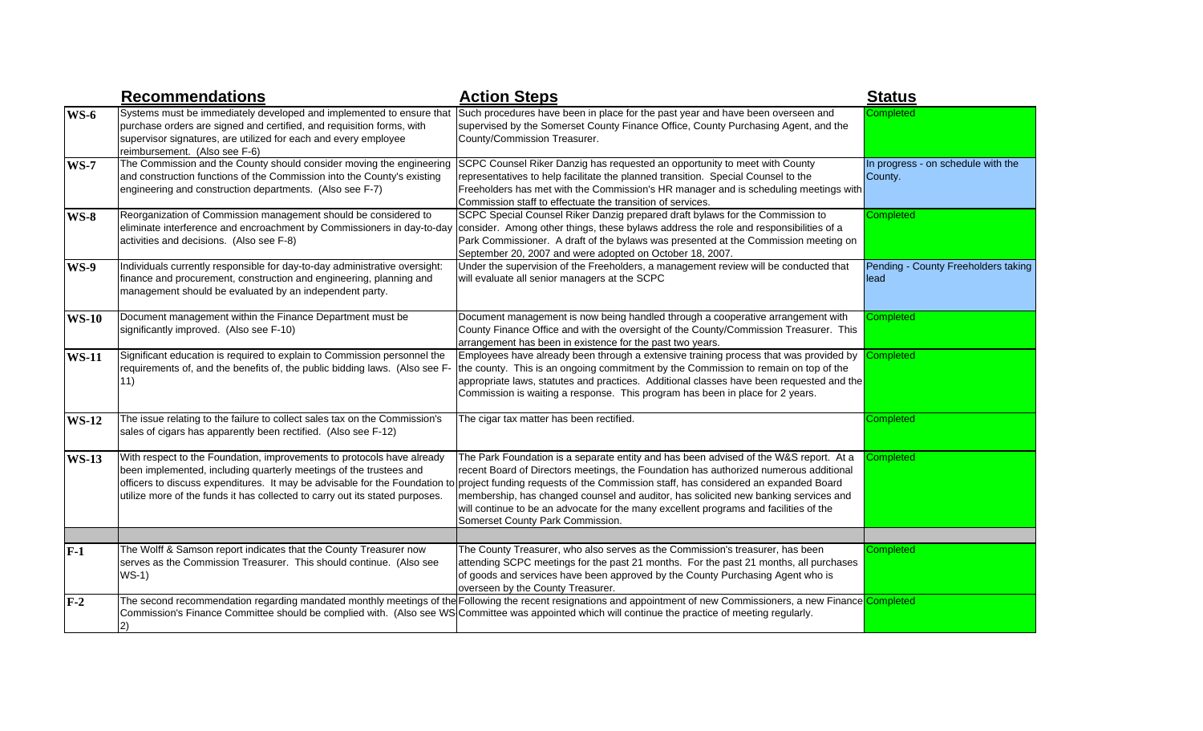| | Recommendations | Action Steps | Status |
|---|---|---|---|
| **WS-6** | Systems must be immediately developed and implemented to ensure that purchase orders are signed and certified, and requisition forms, with supervisor signatures, are utilized for each and every employee reimbursement. (Also see F-6) | Such procedures have been in place for the past year and have been overseen and supervised by the Somerset County Finance Office, County Purchasing Agent, and the County/Commission Treasurer. | Completed |
| **WS-7** | The Commission and the County should consider moving the engineering and construction functions of the Commission into the County's existing engineering and construction departments. (Also see F-7) | SCPC Counsel Riker Danzig has requested an opportunity to meet with County representatives to help facilitate the planned transition. Special Counsel to the Freeholders has met with the Commission's HR manager and is scheduling meetings with Commission staff to effectuate the transition of services. | In progress - on schedule with the County. |
| **WS-8** | Reorganization of Commission management should be considered to eliminate interference and encroachment by Commissioners in day-to-day activities and decisions. (Also see F-8) | SCPC Special Counsel Riker Danzig prepared draft bylaws for the Commission to consider. Among other things, these bylaws address the role and responsibilities of a Park Commissioner. A draft of the bylaws was presented at the Commission meeting on September 20, 2007 and were adopted on October 18, 2007. | Completed |
| **WS-9** | Individuals currently responsible for day-to-day administrative oversight: finance and procurement, construction and engineering, planning and management should be evaluated by an independent party. | Under the supervision of the Freeholders, a management review will be conducted that will evaluate all senior managers at the SCPC | Pending - County Freeholders taking lead |
| **WS-10** | Document management within the Finance Department must be significantly improved. (Also see F-10) | Document management is now being handled through a cooperative arrangement with County Finance Office and with the oversight of the County/Commission Treasurer. This arrangement has been in existence for the past two years. | Completed |
| **WS-11** | Significant education is required to explain to Commission personnel the requirements of, and the benefits of, the public bidding laws. (Also see F-11) | Employees have already been through a extensive training process that was provided by the county. This is an ongoing commitment by the Commission to remain on top of the appropriate laws, statutes and practices. Additional classes have been requested and the Commission is waiting a response. This program has been in place for 2 years. | Completed |
| **WS-12** | The issue relating to the failure to collect sales tax on the Commission's sales of cigars has apparently been rectified. (Also see F-12) | The cigar tax matter has been rectified. | Completed |
| **WS-13** | With respect to the Foundation, improvements to protocols have already been implemented, including quarterly meetings of the trustees and officers to discuss expenditures. It may be advisable for the Foundation to utilize more of the funds it has collected to carry out its stated purposes. | The Park Foundation is a separate entity and has been advised of the W&S report. At a recent Board of Directors meetings, the Foundation has authorized numerous additional project funding requests of the Commission staff, has considered an expanded Board membership, has changed counsel and auditor, has solicited new banking services and will continue to be an advocate for the many excellent programs and facilities of the Somerset County Park Commission. | Completed |
| | | | |
| **F-1** | The Wolff & Samson report indicates that the County Treasurer now serves as the Commission Treasurer. This should continue. (Also see WS-1) | The County Treasurer, who also serves as the Commission's treasurer, has been attending SCPC meetings for the past 21 months. For the past 21 months, all purchases of goods and services have been approved by the County Purchasing Agent who is overseen by the County Treasurer. | Completed |
| **F-2** | The second recommendation regarding mandated monthly meetings of the Commission's Finance Committee should be complied with. (Also see WS-2) | Following the recent resignations and appointment of new Commissioners, a new Finance Committee was appointed which will continue the practice of meeting regularly. | Completed |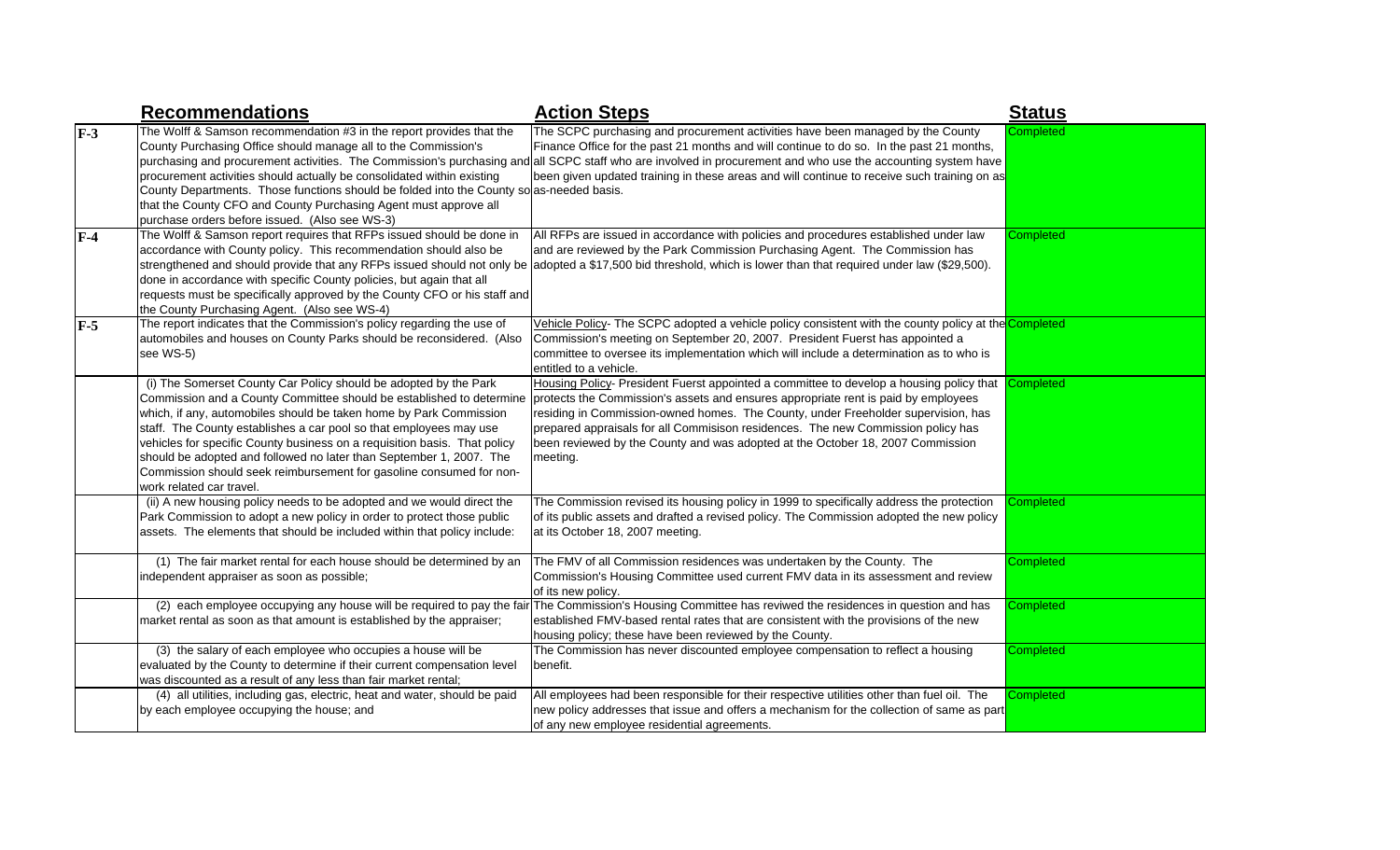| | Recommendations | Action Steps | Status |
|---|---|---|---|
| F-3 | The Wolff & Samson recommendation #3 in the report provides that the County Purchasing Office should manage all to the Commission's purchasing and procurement activities. The Commission's purchasing and procurement activities should actually be consolidated within existing County Departments. Those functions should be folded into the County so that the County CFO and County Purchasing Agent must approve all purchase orders before issued. (Also see WS-3) | The SCPC purchasing and procurement activities have been managed by the County Finance Office for the past 21 months and will continue to do so. In the past 21 months, all SCPC staff who are involved in procurement and who use the accounting system have been given updated training in these areas and will continue to receive such training on as as-needed basis. | Completed |
| F-4 | The Wolff & Samson report requires that RFPs issued should be done in accordance with County policy. This recommendation should also be strengthened and should provide that any RFPs issued should not only be done in accordance with specific County policies, but again that all requests must be specifically approved by the County CFO or his staff and the County Purchasing Agent. (Also see WS-4) | All RFPs are issued in accordance with policies and procedures established under law and are reviewed by the Park Commission Purchasing Agent. The Commission has adopted a $17,500 bid threshold, which is lower than that required under law ($29,500). | Completed |
| F-5 | The report indicates that the Commission's policy regarding the use of automobiles and houses on County Parks should be reconsidered. (Also see WS-5) | Vehicle Policy- The SCPC adopted a vehicle policy consistent with the county policy at the Commission's meeting on September 20, 2007. President Fuerst has appointed a committee to oversee its implementation which will include a determination as to who is entitled to a vehicle. | Completed |
| | (i) The Somerset County Car Policy should be adopted by the Park Commission and a County Committee should be established to determine which, if any, automobiles should be taken home by Park Commission staff. The County establishes a car pool so that employees may use vehicles for specific County business on a requisition basis. That policy should be adopted and followed no later than September 1, 2007. The Commission should seek reimbursement for gasoline consumed for non-work related car travel. | Housing Policy- President Fuerst appointed a committee to develop a housing policy that protects the Commission's assets and ensures appropriate rent is paid by employees residing in Commission-owned homes. The County, under Freeholder supervision, has prepared appraisals for all Commisison residences. The new Commission policy has been reviewed by the County and was adopted at the October 18, 2007 Commission meeting. | Completed |
| | (ii) A new housing policy needs to be adopted and we would direct the Park Commission to adopt a new policy in order to protect those public assets. The elements that should be included within that policy include: | The Commission revised its housing policy in 1999 to specifically address the protection of its public assets and drafted a revised policy. The Commission adopted the new policy at its October 18, 2007 meeting. | Completed |
| | (1) The fair market rental for each house should be determined by an independent appraiser as soon as possible; | The FMV of all Commission residences was undertaken by the County. The Commission's Housing Committee used current FMV data in its assessment and review of its new policy. | Completed |
| | (2) each employee occupying any house will be required to pay the fair market rental as soon as that amount is established by the appraiser; | The Commission's Housing Committee has reviwed the residences in question and has established FMV-based rental rates that are consistent with the provisions of the new housing policy; these have been reviewed by the County. | Completed |
| | (3) the salary of each employee who occupies a house will be evaluated by the County to determine if their current compensation level was discounted as a result of any less than fair market rental; | The Commission has never discounted employee compensation to reflect a housing benefit. | Completed |
| | (4) all utilities, including gas, electric, heat and water, should be paid by each employee occupying the house; and | All employees had been responsible for their respective utilities other than fuel oil. The new policy addresses that issue and offers a mechanism for the collection of same as part of any new employee residential agreements. | Completed |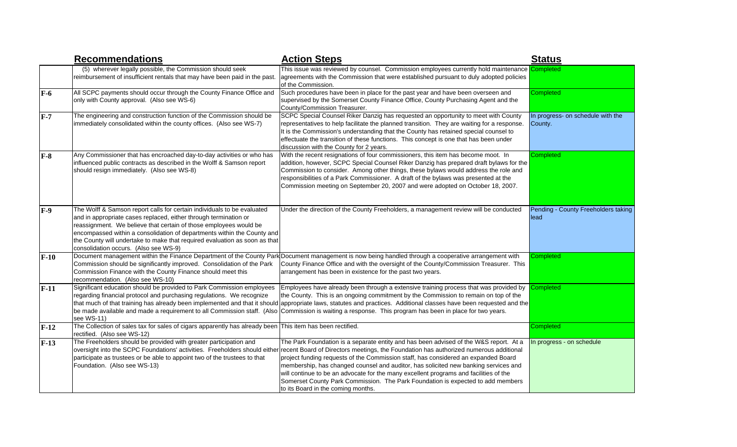| | Recommendations | Action Steps | Status |
|---|---|---|---|
| | (5) wherever legally possible, the Commission should seek reimbursement of insufficient rentals that may have been paid in the past. | This issue was reviewed by counsel. Commission employees currently hold maintenance agreements with the Commission that were established pursuant to duly adopted policies of the Commission. | Completed |
| F-6 | All SCPC payments should occur through the County Finance Office and only with County approval. (Also see WS-6) | Such procedures have been in place for the past year and have been overseen and supervised by the Somerset County Finance Office, County Purchasing Agent and the County/Commission Treasurer. | Completed |
| F-7 | The engineering and construction function of the Commission should be immediately consolidated within the county offices. (Also see WS-7) | SCPC Special Counsel Riker Danzig has requested an opportunity to meet with County representatives to help facilitate the planned transition. They are waiting for a response. It is the Commission's understanding that the County has retained special counsel to effectuate the transition of these functions. This concept is one that has been under discussion with the County for 2 years. | In progress- on schedule with the County. |
| F-8 | Any Commissioner that has encroached day-to-day activities or who has influenced public contracts as described in the Wolff & Samson report should resign immediately. (Also see WS-8) | With the recent resignations of four commissioners, this item has become moot. In addition, however, SCPC Special Counsel Riker Danzig has prepared draft bylaws for the Commission to consider. Among other things, these bylaws would address the role and responsibilities of a Park Commissioner. A draft of the bylaws was presented at the Commission meeting on September 20, 2007 and were adopted on October 18, 2007. | Completed |
| F-9 | The Wolff & Samson report calls for certain individuals to be evaluated and in appropriate cases replaced, either through termination or reassignment. We believe that certain of those employees would be encompassed within a consolidation of departments within the County and the County will undertake to make that required evaluation as soon as that consolidation occurs. (Also see WS-9) | Under the direction of the County Freeholders, a management review will be conducted | Pending - County Freeholders taking lead |
| F-10 | Document management within the Finance Department of the County Park Commission should be significantly improved. Consolidation of the Park Commission Finance with the County Finance should meet this recommendation. (Also see WS-10) | Document management is now being handled through a cooperative arrangement with County Finance Office and with the oversight of the County/Commission Treasurer. This arrangement has been in existence for the past two years. | Completed |
| F-11 | Significant education should be provided to Park Commission employees regarding financial protocol and purchasing regulations. We recognize that much of that training has already been implemented and that it should be made available and made a requirement to all Commission staff. (Also see WS-11) | Employees have already been through a extensive training process that was provided by the County. This is an ongoing commitment by the Commission to remain on top of the appropriate laws, statutes and practices. Additional classes have been requested and the Commission is waiting a response. This program has been in place for two years. | Completed |
| F-12 | The Collection of sales tax for sales of cigars apparently has already been rectified. (Also see WS-12) | This item has been rectified. | Completed |
| F-13 | The Freeholders should be provided with greater participation and oversight into the SCPC Foundations' activities. Freeholders should either participate as trustees or be able to appoint two of the trustees to that Foundation. (Also see WS-13) | The Park Foundation is a separate entity and has been advised of the W&S report. At a recent Board of Directors meetings, the Foundation has authorized numerous additional project funding requests of the Commission staff, has considered an expanded Board membership, has changed counsel and auditor, has solicited new banking services and will continue to be an advocate for the many excellent programs and facilities of the Somerset County Park Commission. The Park Foundation is expected to add members to its Board in the coming months. | In progress - on schedule |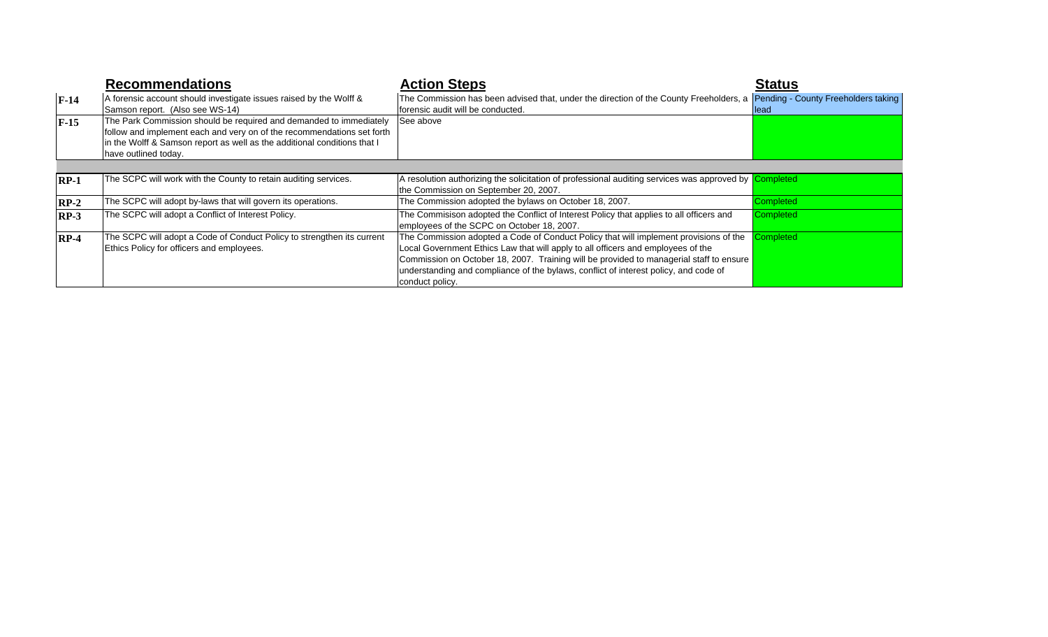| | Recommendations | Action Steps | Status |
|---|---|---|---|
| **F-14** | A forensic account should investigate issues raised by the Wolff & Samson report. (Also see WS-14) | The Commission has been advised that, under the direction of the County Freeholders, a forensic audit will be conducted. | Pending - County Freeholders taking lead |
| **F-15** | The Park Commission should be required and demanded to immediately follow and implement each and very on of the recommendations set forth in the Wolff & Samson report as well as the additional conditions that I have outlined today. | See above | |
| | | | |
| **RP-1** | The SCPC will work with the County to retain auditing services. | A resolution authorizing the solicitation of professional auditing services was approved by the Commission on September 20, 2007. | Completed |
| **RP-2** | The SCPC will adopt by-laws that will govern its operations. | The Commission adopted the bylaws on October 18, 2007. | Completed |
| **RP-3** | The SCPC will adopt a Conflict of Interest Policy. | The Commisison adopted the Conflict of Interest Policy that applies to all officers and employees of the SCPC on October 18, 2007. | Completed |
| **RP-4** | The SCPC will adopt a Code of Conduct Policy to strengthen its current Ethics Policy for officers and employees. | The Commission adopted a Code of Conduct Policy that will implement provisions of the Local Government Ethics Law that will apply to all officers and employees of the Commission on October 18, 2007. Training will be provided to managerial staff to ensure understanding and compliance of the bylaws, conflict of interest policy, and code of conduct policy. | Completed |